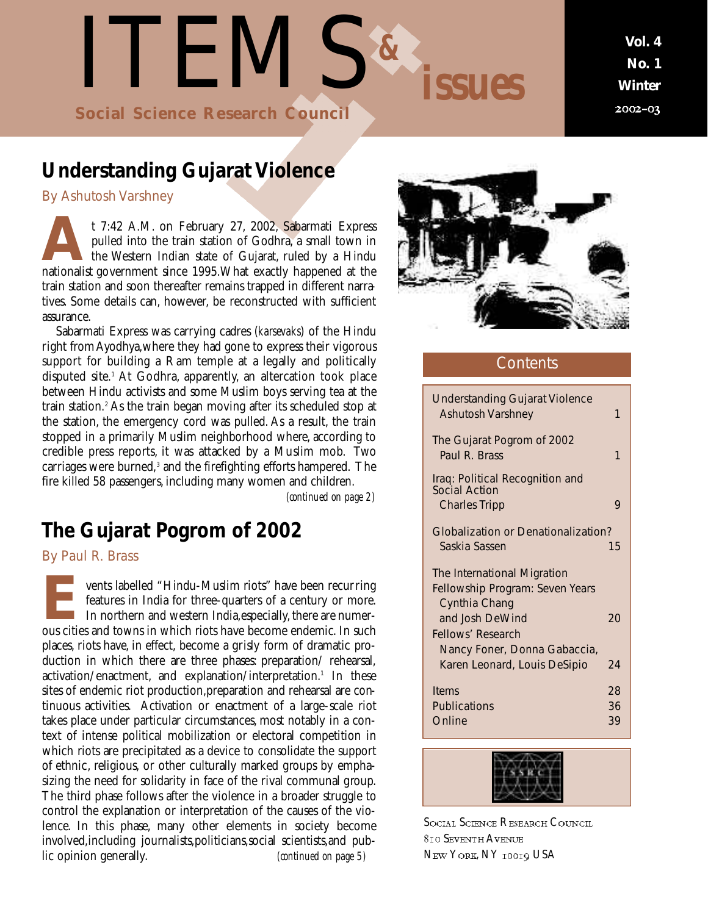# ITEMS & issues

Social Science Research Council

Vol. 4 No. 1 Winter 2002–03

## Understanding Gujarat Violence

By Ashutosh Varshney

At 7:42 A.M. on February 27, 2002, Sabarmati Express pulled into the train station of Godhra, a small town in the Western Indian state of Gujarat, ruled by a Hindu nationalist government since 1995. What exactly happened at the train station and soon thereafter remains trapped in different narratives. Some details can, however, be reconstructed with sufficient assurance.

Sabarmati Express was carrying cadres (*karsevaks*) of the Hindu right from Ayodhya, where they had gone to express their vigorous support for building a Ram temple at a legally and politically disputed site.[1] At Godhra, apparently, an altercation took place between Hindu activists and some Muslim boys serving tea at the train station.[2] As the train began moving after its scheduled stop at the station, the emergency cord was pulled. As a result, the train stopped in a primarily Muslim neighborhood where, according to credible press reports, it was attacked by a Muslim mob. Two carriages were burned,[3] and the firefighting efforts hampered. The fire killed 58 passengers, including many women and children.

*(continued on page 2)*

## The Gujarat Pogrom of 2002

By Paul R. Brass

Events labelled "Hindu-Muslim riots" have been recurring features in India for three-quarters of a century or more. In northern and western India, especially, there are numerous cities and towns in which riots have become endemic. In such places, riots have, in effect, become a grisly form of dramatic production in which there are three phases: preparation/ rehearsal, activation/enactment, and explanation/interpretation.[1] In these sites of endemic riot production, preparation and rehearsal are continuous activities. Activation or enactment of a large-scale riot takes place under particular circumstances, most notably in a context of intense political mobilization or electoral competition in which riots are precipitated as a device to consolidate the support of ethnic, religious, or other culturally marked groups by emphasizing the need for solidarity in face of the rival communal group. The third phase follows after the violence in a broader struggle to control the explanation or interpretation of the causes of the violence. In this phase, many other elements in society become involved, including journalists, politicians, social scientists, and public opinion generally.

*(continued on page 5)*

### Contents

| | |
|---|---|
| Understanding Gujarat Violence<br>Ashutosh Varshney | 1 |
| The Gujarat Pogrom of 2002<br>Paul R. Brass | 1 |
| Iraq: Political Recognition and Social Action<br>Charles Tripp | 9 |
| Globalization or Denationalization?<br>Saskia Sassen | 15 |
| The International Migration Fellowship Program: Seven Years<br>Cynthia Chang and Josh DeWind | 20 |
| Fellows' Research<br>Nancy Foner, Donna Gabaccia, Karen Leonard, Louis DeSipio | 24 |
| Items | 28 |
| Publications | 36 |
| Online | 39 |

Social Science Research Council
810 Seventh Avenue
New York, NY 10019 USA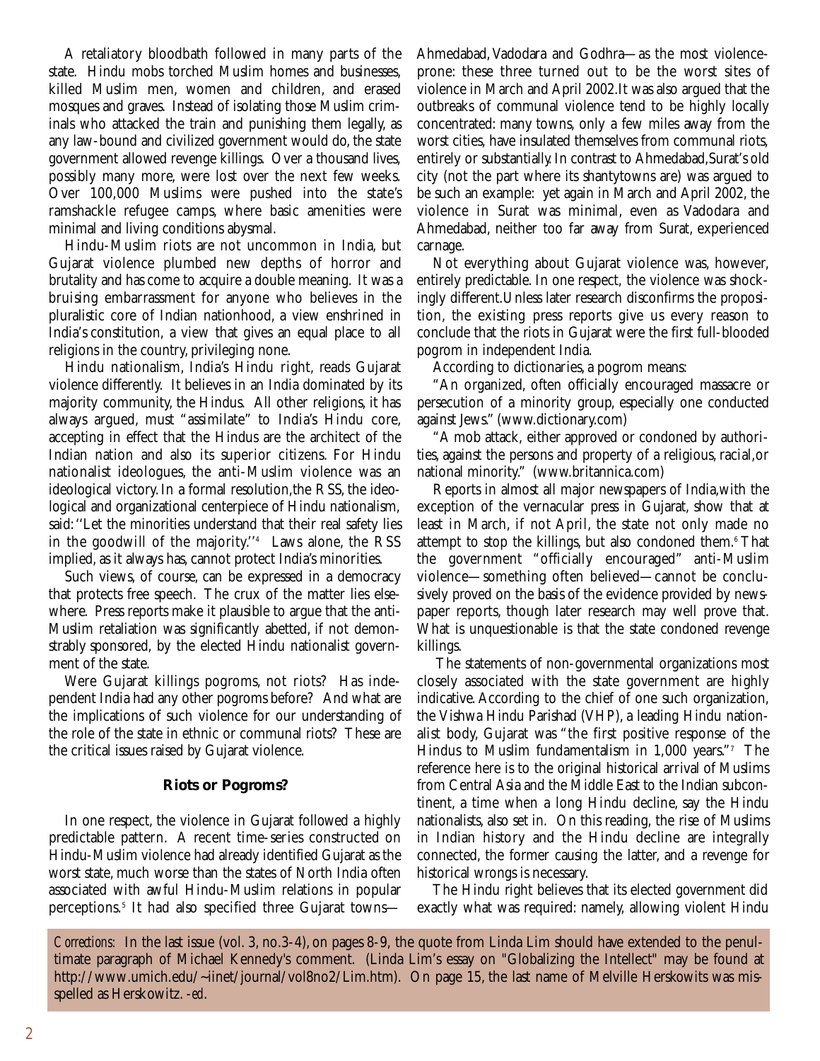A retaliatory bloodbath followed in many parts of the state. Hindu mobs torched Muslim homes and businesses, killed Muslim men, women and children, and erased mosques and graves. Instead of isolating those Muslim criminals who attacked the train and punishing them legally, as any law-bound and civilized government would do, the state government allowed revenge killings. Over a thousand lives, possibly many more, were lost over the next few weeks. Over 100,000 Muslims were pushed into the state's ramshackle refugee camps, where basic amenities were minimal and living conditions abysmal.

Hindu-Muslim riots are not uncommon in India, but Gujarat violence plumbed new depths of horror and brutality and has come to acquire a double meaning. It was a bruising embarrassment for anyone who believes in the pluralistic core of Indian nationhood, a view enshrined in India's constitution, a view that gives an equal place to all religions in the country, privileging none.

Hindu nationalism, India's Hindu right, reads Gujarat violence differently. It believes in an India dominated by its majority community, the Hindus. All other religions, it has always argued, must "assimilate" to India's Hindu core, accepting in effect that the Hindus are the architect of the Indian nation and also its superior citizens. For Hindu nationalist ideologues, the anti-Muslim violence was an ideological victory. In a formal resolution, the RSS, the ideological and organizational centerpiece of Hindu nationalism, said: ''Let the minorities understand that their real safety lies in the goodwill of the majority.''[4] Laws alone, the RSS implied, as it always has, cannot protect India's minorities.

Such views, of course, can be expressed in a democracy that protects free speech. The crux of the matter lies elsewhere. Press reports make it plausible to argue that the anti-Muslim retaliation was significantly abetted, if not demonstrably sponsored, by the elected Hindu nationalist government of the state.

Were Gujarat killings pogroms, not riots? Has independent India had any other pogroms before? And what are the implications of such violence for our understanding of the role of the state in ethnic or communal riots? These are the critical issues raised by Gujarat violence.

## Riots or Pogroms?

In one respect, the violence in Gujarat followed a highly predictable pattern. A recent time-series constructed on Hindu-Muslim violence had already identified Gujarat as the worst state, much worse than the states of North India often associated with awful Hindu-Muslim relations in popular perceptions.[5] It had also specified three Gujarat towns—Ahmedabad, Vadodara and Godhra—as the most violence-prone: these three turned out to be the worst sites of violence in March and April 2002. It was also argued that the outbreaks of communal violence tend to be highly locally concentrated: many towns, only a few miles away from the worst cities, have insulated themselves from communal riots, entirely or substantially. In contrast to Ahmedabad, Surat's old city (not the part where its shantytowns are) was argued to be such an example: yet again in March and April 2002, the violence in Surat was minimal, even as Vadodara and Ahmedabad, neither too far away from Surat, experienced carnage.

Not everything about Gujarat violence was, however, entirely predictable. In one respect, the violence was shockingly different. Unless later research disconfirms the proposition, the existing press reports give us every reason to conclude that the riots in Gujarat were the first full-blooded pogrom in independent India.

According to dictionaries, a pogrom means:

"An organized, often officially encouraged massacre or persecution of a minority group, especially one conducted against Jews." (www.dictionary.com)

"A mob attack, either approved or condoned by authorities, against the persons and property of a religious, racial, or national minority." (www.britannica.com)

Reports in almost all major newspapers of India, with the exception of the vernacular press in Gujarat, show that at least in March, if not April, the state not only made no attempt to stop the killings, but also condoned them.[6] That the government "officially encouraged" anti-Muslim violence—something often believed—cannot be conclusively proved on the basis of the evidence provided by newspaper reports, though later research may well prove that. What is unquestionable is that the state condoned revenge killings.

The statements of non-governmental organizations most closely associated with the state government are highly indicative. According to the chief of one such organization, the Vishwa Hindu Parishad (VHP), a leading Hindu nationalist body, Gujarat was "the first positive response of the Hindus to Muslim fundamentalism in 1,000 years."[7] The reference here is to the original historical arrival of Muslims from Central Asia and the Middle East to the Indian subcontinent, a time when a long Hindu decline, say the Hindu nationalists, also set in. On this reading, the rise of Muslims in Indian history and the Hindu decline are integrally connected, the former causing the latter, and a revenge for historical wrongs is necessary.

The Hindu right believes that its elected government did exactly what was required: namely, allowing violent Hindu

*Corrections:* In the last issue (vol. 3, no.3-4), on pages 8-9, the quote from Linda Lim should have extended to the penultimate paragraph of Michael Kennedy's comment. (Linda Lim's essay on "Globalizing the Intellect" may be found at http://www.umich.edu/~iinet/journal/vol8no2/Lim.htm). On page 15, the last name of Melville Herskowits was misspelled as Herskowitz. *-ed.*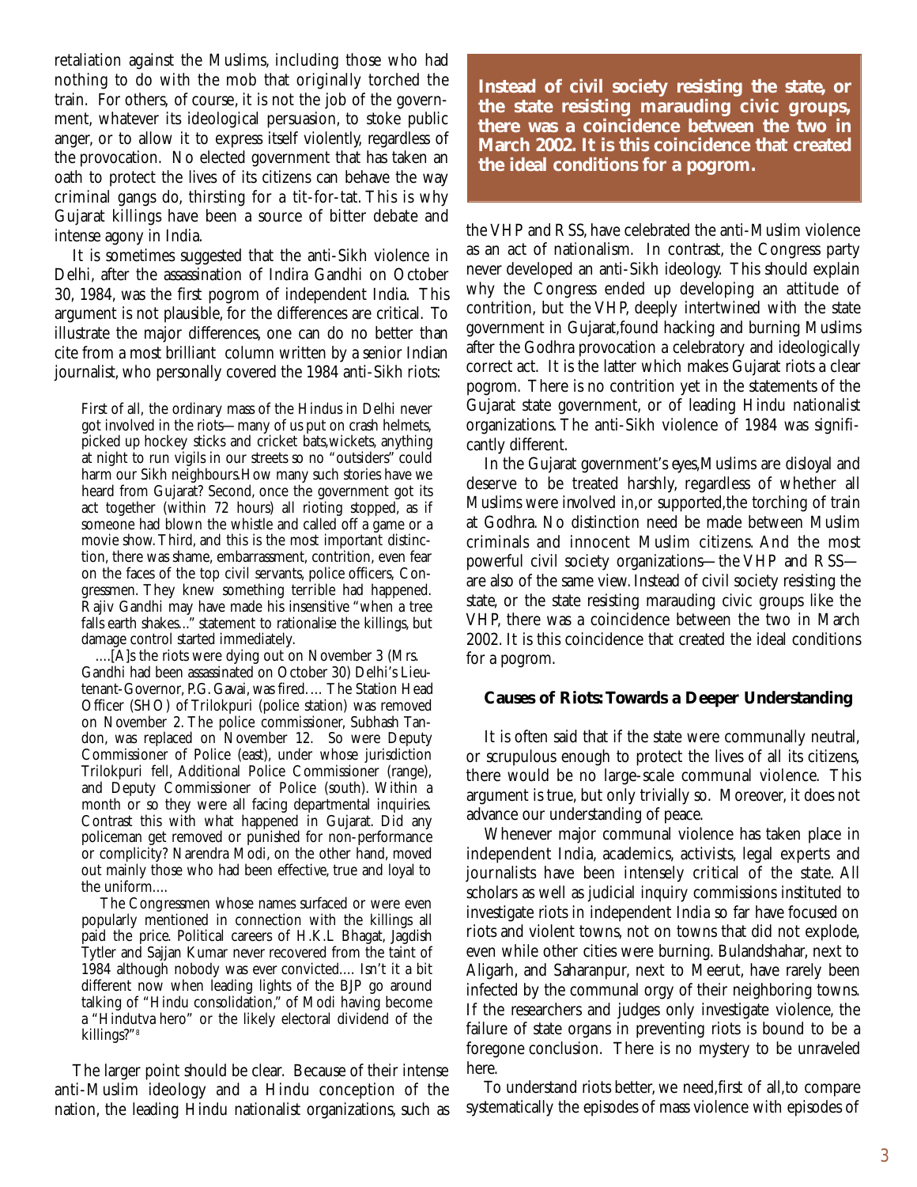retaliation against the Muslims, including those who had nothing to do with the mob that originally torched the train. For others, of course, it is not the job of the government, whatever its ideological persuasion, to stoke public anger, or to allow it to express itself violently, regardless of the provocation. No elected government that has taken an oath to protect the lives of its citizens can behave the way criminal gangs do, thirsting for a tit-for-tat. This is why Gujarat killings have been a source of bitter debate and intense agony in India.

It is sometimes suggested that the anti-Sikh violence in Delhi, after the assassination of Indira Gandhi on October 30, 1984, was the first pogrom of independent India. This argument is not plausible, for the differences are critical. To illustrate the major differences, one can do no better than cite from a most brilliant column written by a senior Indian journalist, who personally covered the 1984 anti-Sikh riots:

> First of all, the ordinary mass of the Hindus in Delhi never got involved in the riots—many of us put on crash helmets, picked up hockey sticks and cricket bats,wickets, anything at night to run vigils in our streets so no "outsiders" could harm our Sikh neighbours.How many such stories have we heard from Gujarat? Second, once the government got its act together (within 72 hours) all rioting stopped, as if someone had blown the whistle and called off a game or a movie show. Third, and this is the most important distinction, there was shame, embarrassment, contrition, even fear on the faces of the top civil servants, police officers, Congressmen. They knew something terrible had happened. Rajiv Gandhi may have made his insensitive "when a tree falls earth shakes..." statement to rationalise the killings, but damage control started immediately.
>
> ....[A]s the riots were dying out on November 3 (Mrs. Gandhi had been assassinated on October 30) Delhi's Lieutenant-Governor, P.G. Gavai, was fired.... The Station Head Officer (SHO) of Trilokpuri (police station) was removed on November 2. The police commissioner, Subhash Tandon, was replaced on November 12. So were Deputy Commissioner of Police (east), under whose jurisdiction Trilokpuri fell, Additional Police Commissioner (range), and Deputy Commissioner of Police (south). Within a month or so they were all facing departmental inquiries. Contrast this with what happened in Gujarat. Did any policeman get removed or punished for non-performance or complicity? Narendra Modi, on the other hand, moved out mainly those who had been effective, true and loyal to the uniform....
>
> The Congressmen whose names surfaced or were even popularly mentioned in connection with the killings all paid the price. Political careers of H.K.L Bhagat, Jagdish Tytler and Sajjan Kumar never recovered from the taint of 1984 although nobody was ever convicted.... Isn't it a bit different now when leading lights of the BJP go around talking of "Hindu consolidation," of Modi having become a "Hindutva hero" or the likely electoral dividend of the killings?"[8]

The larger point should be clear. Because of their intense anti-Muslim ideology and a Hindu conception of the nation, the leading Hindu nationalist organizations, such as the VHP and RSS, have celebrated the anti-Muslim violence as an act of nationalism. In contrast, the Congress party never developed an anti-Sikh ideology. This should explain why the Congress ended up developing an attitude of contrition, but the VHP, deeply intertwined with the state government in Gujarat,found hacking and burning Muslims after the Godhra provocation a celebratory and ideologically correct act. It is the latter which makes Gujarat riots a clear pogrom. There is no contrition yet in the statements of the Gujarat state government, or of leading Hindu nationalist organizations. The anti-Sikh violence of 1984 was significantly different.

In the Gujarat government's eyes,Muslims are disloyal and deserve to be treated harshly, regardless of whether all Muslims were involved in,or supported,the torching of train at Godhra. No distinction need be made between Muslim criminals and innocent Muslim citizens. And the most powerful civil society organizations—the VHP and RSS—are also of the same view. Instead of civil society resisting the state, or the state resisting marauding civic groups like the VHP, there was a coincidence between the two in March 2002. It is this coincidence that created the ideal conditions for a pogrom.

> **Instead of civil society resisting the state, or the state resisting marauding civic groups, there was a coincidence between the two in March 2002. It is this coincidence that created the ideal conditions for a pogrom.**

### Causes of Riots: Towards a Deeper Understanding

It is often said that if the state were communally neutral, or scrupulous enough to protect the lives of all its citizens, there would be no large-scale communal violence. This argument is true, but only trivially so. Moreover, it does not advance our understanding of peace.

Whenever major communal violence has taken place in independent India, academics, activists, legal experts and journalists have been intensely critical of the state. All scholars as well as judicial inquiry commissions instituted to investigate riots in independent India so far have focused on riots and violent towns, not on towns that did not explode, even while other cities were burning. Bulandshahar, next to Aligarh, and Saharanpur, next to Meerut, have rarely been infected by the communal orgy of their neighboring towns. If the researchers and judges only investigate violence, the failure of state organs in preventing riots is bound to be a foregone conclusion. There is no mystery to be unraveled here.

To understand riots better, we need,first of all,to compare systematically the episodes of mass violence with episodes of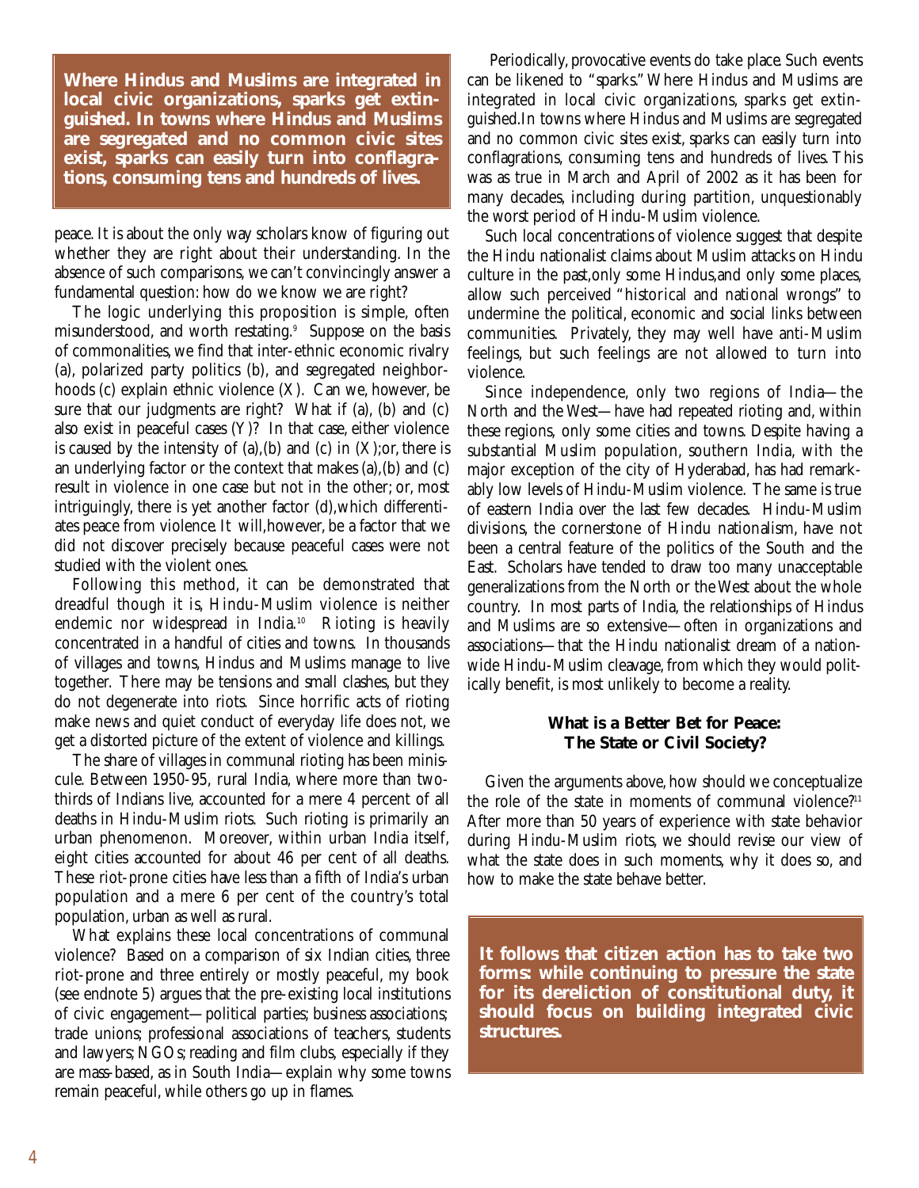**Where Hindus and Muslims are integrated in local civic organizations, sparks get extinguished. In towns where Hindus and Muslims are segregated and no common civic sites exist, sparks can easily turn into conflagrations, consuming tens and hundreds of lives.**

peace. It is about the only way scholars know of figuring out whether they are right about their understanding. In the absence of such comparisons, we can't convincingly answer a fundamental question: how do we know we are right?

The logic underlying this proposition is simple, often misunderstood, and worth restating.[9] Suppose on the basis of commonalities, we find that inter-ethnic economic rivalry (a), polarized party politics (b), and segregated neighborhoods (c) explain ethnic violence (X). Can we, however, be sure that our judgments are right? What if (a), (b) and (c) also exist in peaceful cases (Y)? In that case, either violence is caused by the intensity of (a),(b) and (c) in (X);or, there is an underlying factor or the context that makes (a),(b) and (c) result in violence in one case but not in the other; or, most intriguingly, there is yet another factor (d),which differentiates peace from violence. It will,however, be a factor that we did not discover precisely because peaceful cases were not studied with the violent ones.

Following this method, it can be demonstrated that dreadful though it is, Hindu-Muslim violence is neither endemic nor widespread in India.[10] Rioting is heavily concentrated in a handful of cities and towns. In thousands of villages and towns, Hindus and Muslims manage to live together. There may be tensions and small clashes, but they do not degenerate into riots. Since horrific acts of rioting make news and quiet conduct of everyday life does not, we get a distorted picture of the extent of violence and killings.

The share of villages in communal rioting has been miniscule. Between 1950-95, rural India, where more than two-thirds of Indians live, accounted for a mere 4 percent of all deaths in Hindu-Muslim riots. Such rioting is primarily an urban phenomenon. Moreover, within urban India itself, eight cities accounted for about 46 per cent of all deaths. These riot-prone cities have less than a fifth of India's urban population and a mere 6 per cent of the country's total population, urban as well as rural.

What explains these local concentrations of communal violence? Based on a comparison of six Indian cities, three riot-prone and three entirely or mostly peaceful, my book (see endnote 5) argues that the pre-existing local institutions of civic engagement—political parties; business associations; trade unions; professional associations of teachers, students and lawyers; NGOs; reading and film clubs, especially if they are mass-based, as in South India—explain why some towns remain peaceful, while others go up in flames.

Periodically, provocative events do take place. Such events can be likened to "sparks." Where Hindus and Muslims are integrated in local civic organizations, sparks get extinguished.In towns where Hindus and Muslims are segregated and no common civic sites exist, sparks can easily turn into conflagrations, consuming tens and hundreds of lives. This was as true in March and April of 2002 as it has been for many decades, including during partition, unquestionably the worst period of Hindu-Muslim violence.

Such local concentrations of violence suggest that despite the Hindu nationalist claims about Muslim attacks on Hindu culture in the past,only some Hindus,and only some places, allow such perceived "historical and national wrongs" to undermine the political, economic and social links between communities. Privately, they may well have anti-Muslim feelings, but such feelings are not allowed to turn into violence.

Since independence, only two regions of India—the North and the West—have had repeated rioting and, within these regions, only some cities and towns. Despite having a substantial Muslim population, southern India, with the major exception of the city of Hyderabad, has had remarkably low levels of Hindu-Muslim violence. The same is true of eastern India over the last few decades. Hindu-Muslim divisions, the cornerstone of Hindu nationalism, have not been a central feature of the politics of the South and the East. Scholars have tended to draw too many unacceptable generalizations from the North or the West about the whole country. In most parts of India, the relationships of Hindus and Muslims are so extensive—often in organizations and associations—that the Hindu nationalist dream of a nationwide Hindu-Muslim cleavage, from which they would politically benefit, is most unlikely to become a reality.

## What is a Better Bet for Peace: The State or Civil Society?

Given the arguments above, how should we conceptualize the role of the state in moments of communal violence?[11] After more than 50 years of experience with state behavior during Hindu-Muslim riots, we should revise our view of what the state does in such moments, why it does so, and how to make the state behave better.

**It follows that citizen action has to take two forms: while continuing to pressure the state for its dereliction of constitutional duty, it should focus on building integrated civic structures.**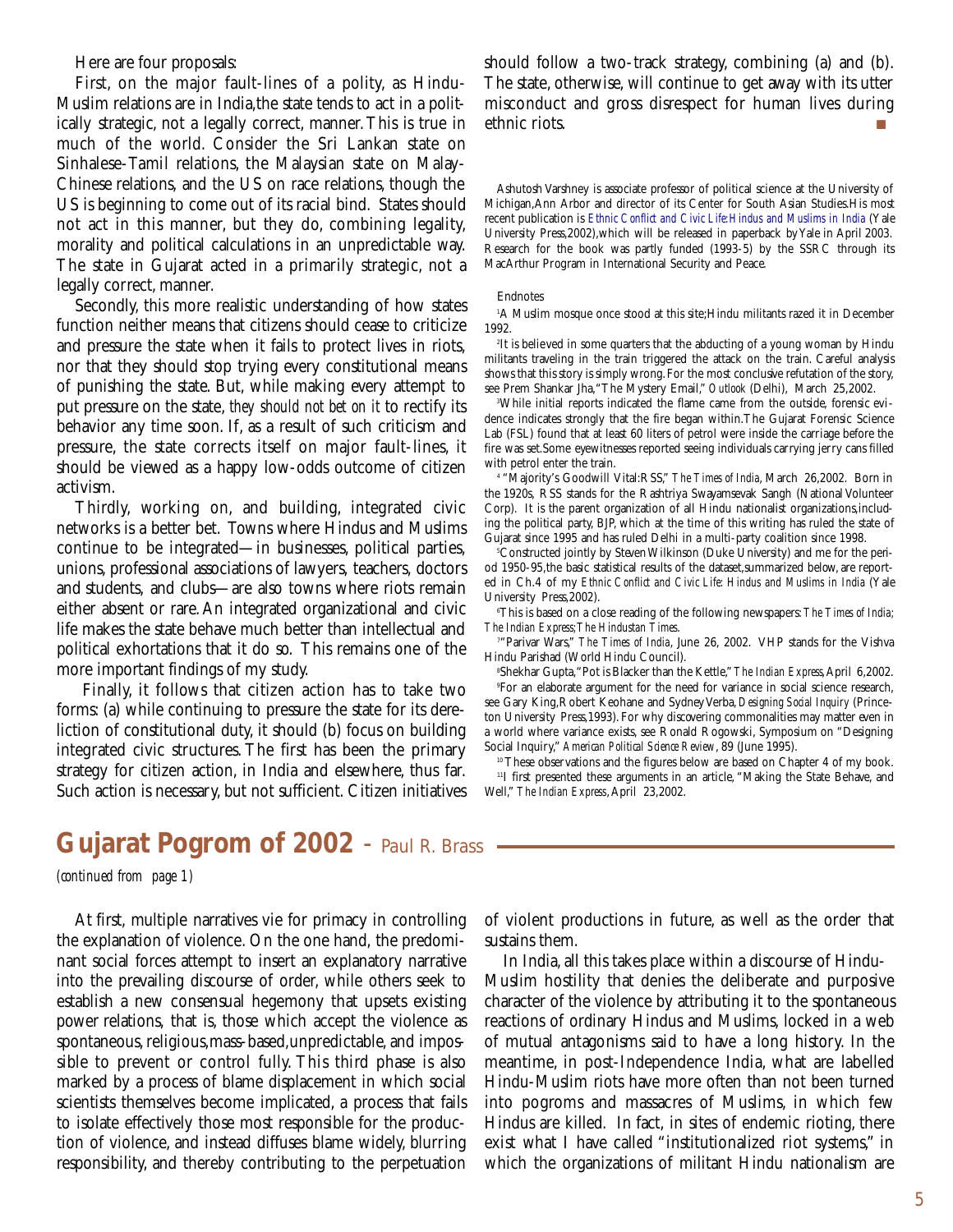Here are four proposals:

First, on the major fault-lines of a polity, as Hindu-Muslim relations are in India, the state tends to act in a politically strategic, not a legally correct, manner. This is true in much of the world. Consider the Sri Lankan state on Sinhalese-Tamil relations, the Malaysian state on Malay-Chinese relations, and the US on race relations, though the US is beginning to come out of its racial bind. States should not act in this manner, but they do, combining legality, morality and political calculations in an unpredictable way. The state in Gujarat acted in a primarily strategic, not a legally correct, manner.

Secondly, this more realistic understanding of how states function neither means that citizens should cease to criticize and pressure the state when it fails to protect lives in riots, nor that they should stop trying every constitutional means of punishing the state. But, while making every attempt to put pressure on the state, *they should not bet on it* to rectify its behavior any time soon. If, as a result of such criticism and pressure, the state corrects itself on major fault-lines, it should be viewed as a happy low-odds outcome of citizen activism.

Thirdly, working on, and building, integrated civic networks is a better bet. Towns where Hindus and Muslims continue to be integrated—in businesses, political parties, unions, professional associations of lawyers, teachers, doctors and students, and clubs—are also towns where riots remain either absent or rare. An integrated organizational and civic life makes the state behave much better than intellectual and political exhortations that it do so. This remains one of the more important findings of my study.

Finally, it follows that citizen action has to take two forms: (a) while continuing to pressure the state for its dereliction of constitutional duty, it should (b) focus on building integrated civic structures. The first has been the primary strategy for citizen action, in India and elsewhere, thus far. Such action is necessary, but not sufficient. Citizen initiatives should follow a two-track strategy, combining (a) and (b). The state, otherwise, will continue to get away with its utter misconduct and gross disrespect for human lives during ethnic riots. ■

Ashutosh Varshney is associate professor of political science at the University of Michigan, Ann Arbor and director of its Center for South Asian Studies. His most recent publication is *Ethnic Conflict and Civic Life: Hindus and Muslims in India* (Yale University Press, 2002), which will be released in paperback by Yale in April 2003. Research for the book was partly funded (1993-5) by the SSRC through its MacArthur Program in International Security and Peace.

Endnotes

[1] A Muslim mosque once stood at this site; Hindu militants razed it in December 1992.

[2] It is believed in some quarters that the abducting of a young woman by Hindu militants traveling in the train triggered the attack on the train. Careful analysis shows that this story is simply wrong. For the most conclusive refutation of the story, see Prem Shankar Jha, "The Mystery Email," *Outlook* (Delhi), March 25, 2002.

[3] While initial reports indicated the flame came from the outside, forensic evidence indicates strongly that the fire began within. The Gujarat Forensic Science Lab (FSL) found that at least 60 liters of petrol were inside the carriage before the fire was set. Some eyewitnesses reported seeing individuals carrying jerry cans filled with petrol enter the train.

[4] "Majority's Goodwill Vital: RSS," *The Times of India*, March 26, 2002. Born in the 1920s, RSS stands for the Rashtriya Swayamsevak Sangh (National Volunteer Corp). It is the parent organization of all Hindu nationalist organizations, including the political party, BJP, which at the time of this writing has ruled the state of Gujarat since 1995 and has ruled Delhi in a multi-party coalition since 1998.

[5] Constructed jointly by Steven Wilkinson (Duke University) and me for the period 1950-95, the basic statistical results of the dataset, summarized below, are reported in Ch.4 of my *Ethnic Conflict and Civic Life: Hindus and Muslims in India* (Yale University Press, 2002).

[6] This is based on a close reading of the following newspapers: *The Times of India; The Indian Express; The Hindustan Times*.

[7] "Parivar Wars," *The Times of India*, June 26, 2002. VHP stands for the Vishva Hindu Parishad (World Hindu Council).

[8] Shekhar Gupta, "Pot is Blacker than the Kettle," *The Indian Express*, April 6, 2002.

[9] For an elaborate argument for the need for variance in social science research, see Gary King, Robert Keohane and Sydney Verba, *Designing Social Inquiry* (Princeton University Press, 1993). For why discovering commonalities may matter even in a world where variance exists, see Ronald Rogowski, Symposium on "Designing Social Inquiry," *American Political Science Review*, 89 (June 1995).

[10] These observations and the figures below are based on Chapter 4 of my book.

[11] I first presented these arguments in an article, "Making the State Behave, and Well," *The Indian Express*, April 23, 2002.

## Gujarat Pogrom of 2002 - Paul R. Brass

*(continued from page 1)*

At first, multiple narratives vie for primacy in controlling the explanation of violence. On the one hand, the predominant social forces attempt to insert an explanatory narrative into the prevailing discourse of order, while others seek to establish a new consensual hegemony that upsets existing power relations, that is, those which accept the violence as spontaneous, religious, mass-based, unpredictable, and impossible to prevent or control fully. This third phase is also marked by a process of blame displacement in which social scientists themselves become implicated, a process that fails to isolate effectively those most responsible for the production of violence, and instead diffuses blame widely, blurring responsibility, and thereby contributing to the perpetuation of violent productions in future, as well as the order that sustains them.

In India, all this takes place within a discourse of Hindu-Muslim hostility that denies the deliberate and purposive character of the violence by attributing it to the spontaneous reactions of ordinary Hindus and Muslims, locked in a web of mutual antagonisms said to have a long history. In the meantime, in post-Independence India, what are labelled Hindu-Muslim riots have more often than not been turned into pogroms and massacres of Muslims, in which few Hindus are killed. In fact, in sites of endemic rioting, there exist what I have called "institutionalized riot systems," in which the organizations of militant Hindu nationalism are